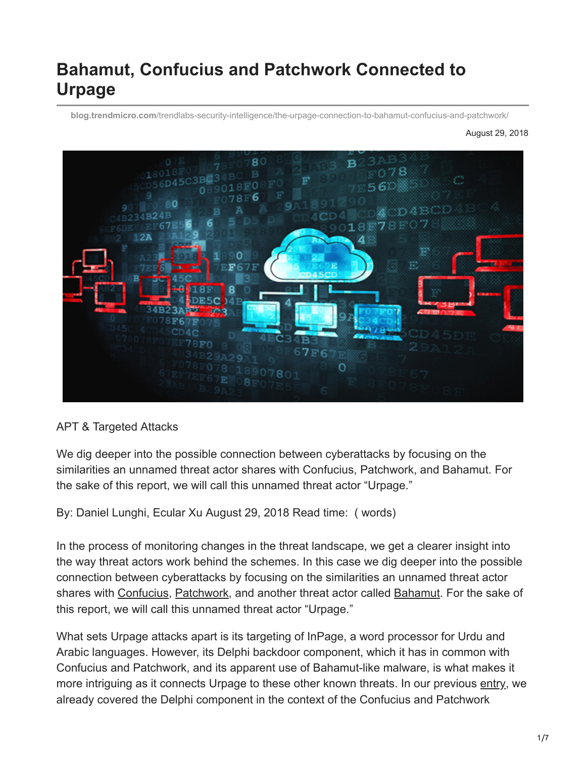# Bahamut, Confucius and Patchwork Connected to Urpage

blog.trendmicro.com/trendlabs-security-intelligence/the-urpage-connection-to-bahamut-confucius-and-patchwork/

August 29, 2018

APT & Targeted Attacks

We dig deeper into the possible connection between cyberattacks by focusing on the similarities an unnamed threat actor shares with Confucius, Patchwork, and Bahamut. For the sake of this report, we will call this unnamed threat actor "Urpage."

By: Daniel Lunghi, Ecular Xu August 29, 2018 Read time: ( words)

In the process of monitoring changes in the threat landscape, we get a clearer insight into the way threat actors work behind the schemes. In this case we dig deeper into the possible connection between cyberattacks by focusing on the similarities an unnamed threat actor shares with Confucius, Patchwork, and another threat actor called Bahamut. For the sake of this report, we will call this unnamed threat actor "Urpage."

What sets Urpage attacks apart is its targeting of InPage, a word processor for Urdu and Arabic languages. However, its Delphi backdoor component, which it has in common with Confucius and Patchwork, and its apparent use of Bahamut-like malware, is what makes it more intriguing as it connects Urpage to these other known threats. In our previous entry, we already covered the Delphi component in the context of the Confucius and Patchwork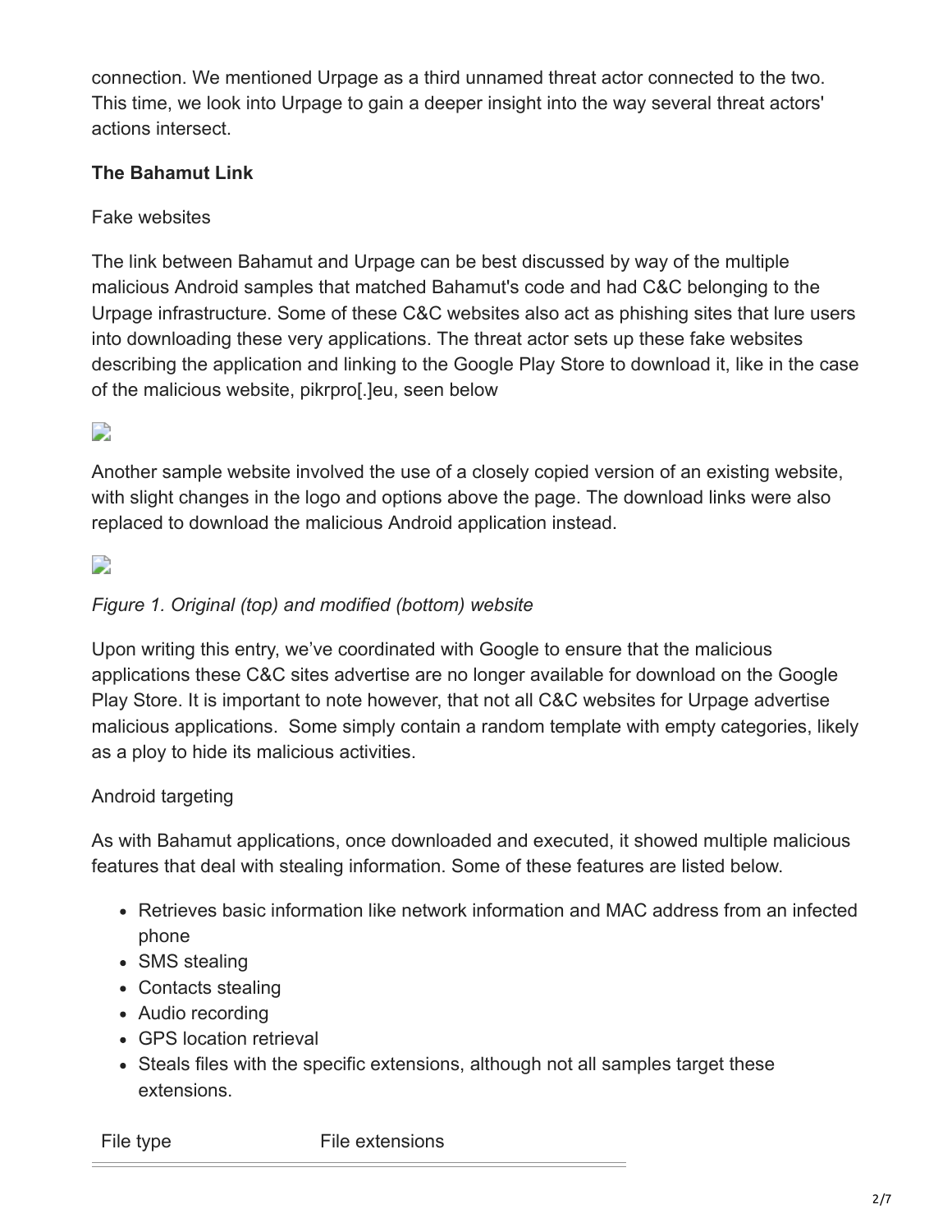connection. We mentioned Urpage as a third unnamed threat actor connected to the two. This time, we look into Urpage to gain a deeper insight into the way several threat actors' actions intersect.

**The Bahamut Link**

Fake websites

The link between Bahamut and Urpage can be best discussed by way of the multiple malicious Android samples that matched Bahamut's code and had C&C belonging to the Urpage infrastructure. Some of these C&C websites also act as phishing sites that lure users into downloading these very applications. The threat actor sets up these fake websites describing the application and linking to the Google Play Store to download it, like in the case of the malicious website, pikrpro[.]eu, seen below

Another sample website involved the use of a closely copied version of an existing website, with slight changes in the logo and options above the page. The download links were also replaced to download the malicious Android application instead.

*Figure 1. Original (top) and modified (bottom) website*

Upon writing this entry, we've coordinated with Google to ensure that the malicious applications these C&C sites advertise are no longer available for download on the Google Play Store. It is important to note however, that not all C&C websites for Urpage advertise malicious applications. Some simply contain a random template with empty categories, likely as a ploy to hide its malicious activities.

Android targeting

As with Bahamut applications, once downloaded and executed, it showed multiple malicious features that deal with stealing information. Some of these features are listed below.

- Retrieves basic information like network information and MAC address from an infected phone
- SMS stealing
- Contacts stealing
- Audio recording
- GPS location retrieval
- Steals files with the specific extensions, although not all samples target these extensions.

| File type | File extensions |
| --- | --- |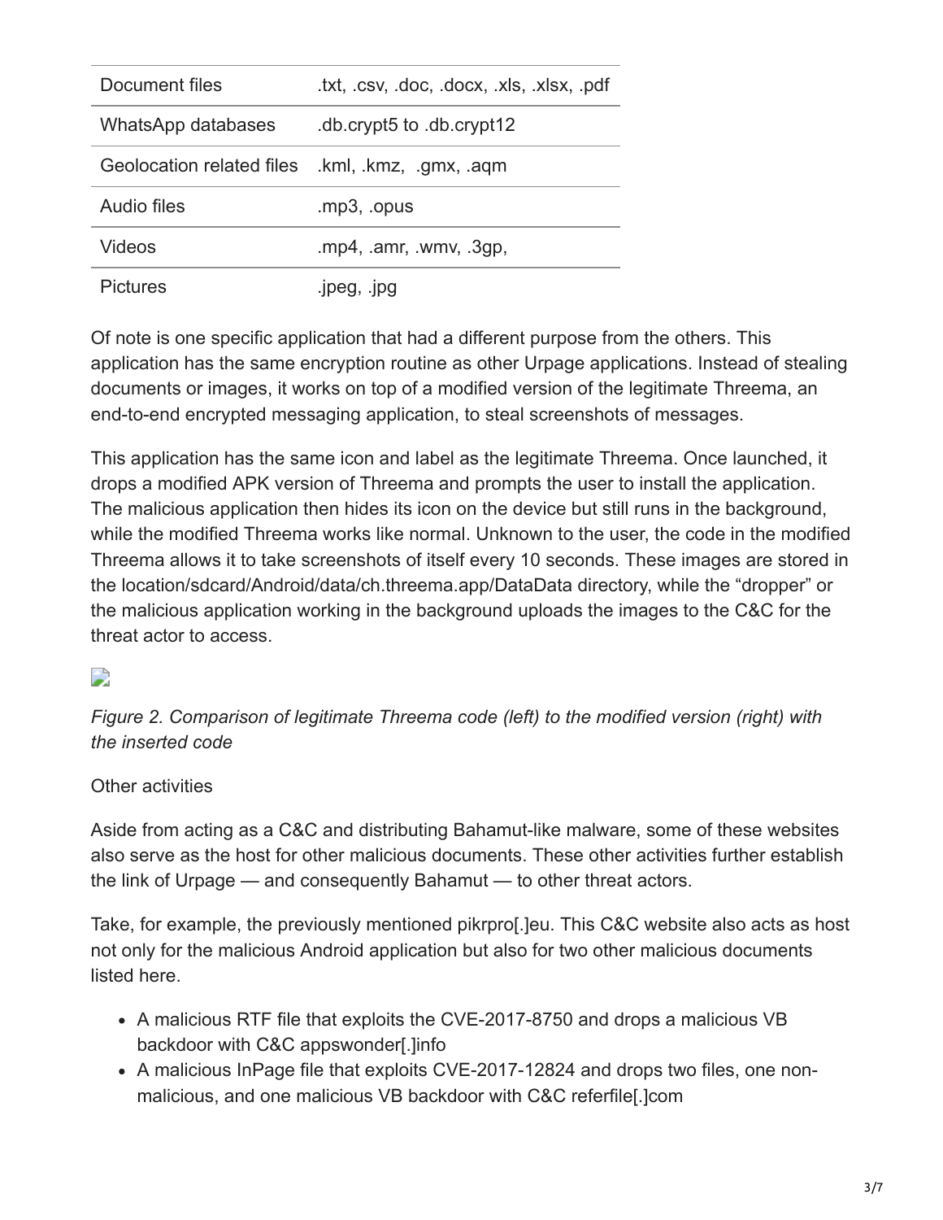| Document files | .txt, .csv, .doc, .docx, .xls, .xlsx, .pdf |
|---|---|
| WhatsApp databases | .db.crypt5 to .db.crypt12 |
| Geolocation related files | .kml, .kmz, .gmx, .aqm |
| Audio files | .mp3, .opus |
| Videos | .mp4, .amr, .wmv, .3gp, |
| Pictures | .jpeg, .jpg |

Of note is one specific application that had a different purpose from the others. This application has the same encryption routine as other Urpage applications. Instead of stealing documents or images, it works on top of a modified version of the legitimate Threema, an end-to-end encrypted messaging application, to steal screenshots of messages.

This application has the same icon and label as the legitimate Threema. Once launched, it drops a modified APK version of Threema and prompts the user to install the application. The malicious application then hides its icon on the device but still runs in the background, while the modified Threema works like normal. Unknown to the user, the code in the modified Threema allows it to take screenshots of itself every 10 seconds. These images are stored in the location/sdcard/Android/data/ch.threema.app/DataData directory, while the "dropper" or the malicious application working in the background uploads the images to the C&C for the threat actor to access.

*Figure 2. Comparison of legitimate Threema code (left) to the modified version (right) with the inserted code*

Other activities

Aside from acting as a C&C and distributing Bahamut-like malware, some of these websites also serve as the host for other malicious documents. These other activities further establish the link of Urpage — and consequently Bahamut — to other threat actors.

Take, for example, the previously mentioned pikrpro[.]eu. This C&C website also acts as host not only for the malicious Android application but also for two other malicious documents listed here.

- A malicious RTF file that exploits the CVE-2017-8750 and drops a malicious VB backdoor with C&C appswonder[.]info
- A malicious InPage file that exploits CVE-2017-12824 and drops two files, one non-malicious, and one malicious VB backdoor with C&C referfile[.]com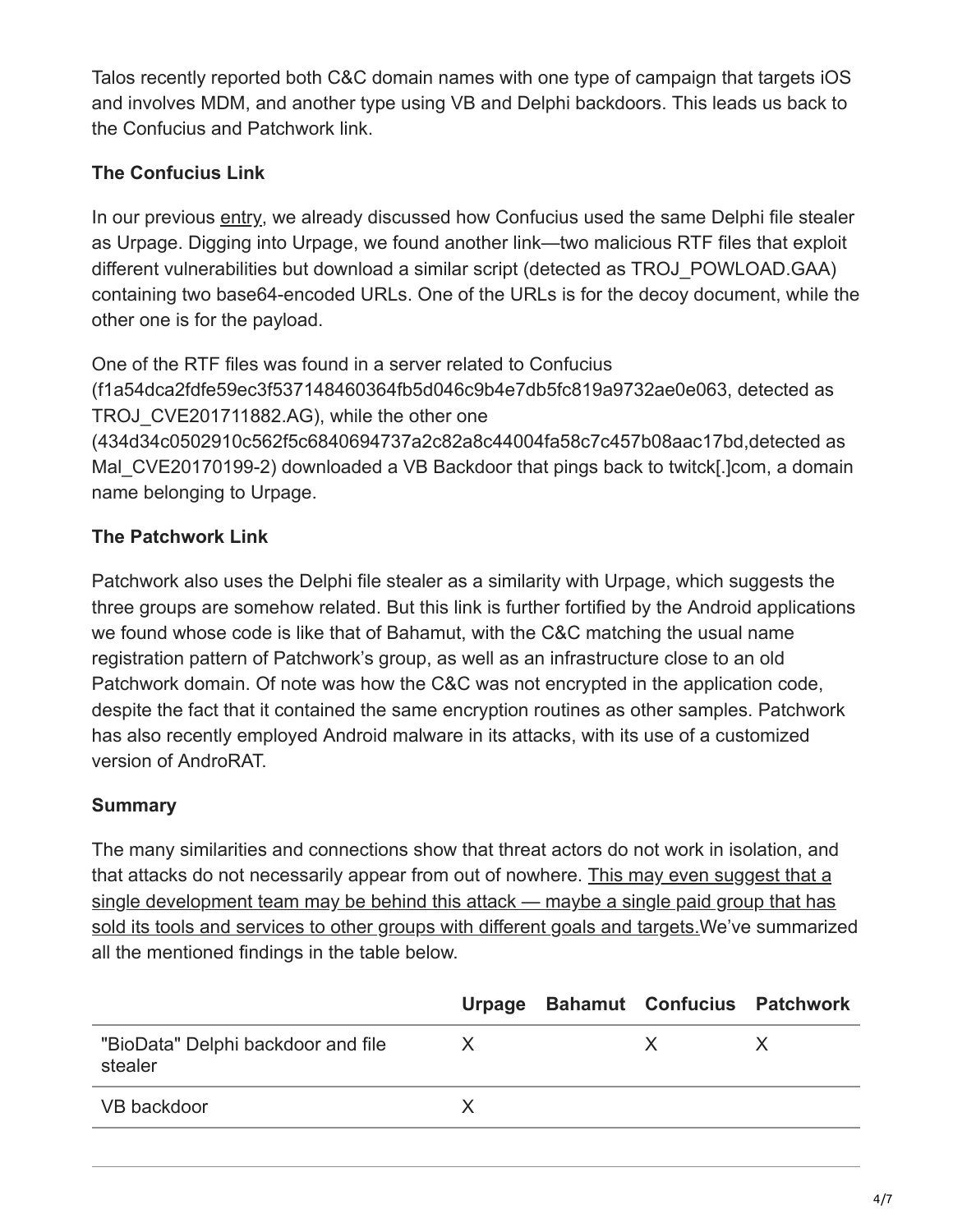Talos recently reported both C&C domain names with one type of campaign that targets iOS and involves MDM, and another type using VB and Delphi backdoors. This leads us back to the Confucius and Patchwork link.

**The Confucius Link**

In our previous entry, we already discussed how Confucius used the same Delphi file stealer as Urpage. Digging into Urpage, we found another link—two malicious RTF files that exploit different vulnerabilities but download a similar script (detected as TROJ_POWLOAD.GAA) containing two base64-encoded URLs. One of the URLs is for the decoy document, while the other one is for the payload.

One of the RTF files was found in a server related to Confucius (f1a54dca2fdfe59ec3f537148460364fb5d046c9b4e7db5fc819a9732ae0e063, detected as TROJ_CVE201711882.AG), while the other one (434d34c0502910c562f5c6840694737a2c82a8c44004fa58c7c457b08aac17bd,detected as Mal_CVE20170199-2) downloaded a VB Backdoor that pings back to twitck[.]com, a domain name belonging to Urpage.

**The Patchwork Link**

Patchwork also uses the Delphi file stealer as a similarity with Urpage, which suggests the three groups are somehow related. But this link is further fortified by the Android applications we found whose code is like that of Bahamut, with the C&C matching the usual name registration pattern of Patchwork's group, as well as an infrastructure close to an old Patchwork domain. Of note was how the C&C was not encrypted in the application code, despite the fact that it contained the same encryption routines as other samples. Patchwork has also recently employed Android malware in its attacks, with its use of a customized version of AndroRAT.

**Summary**

The many similarities and connections show that threat actors do not work in isolation, and that attacks do not necessarily appear from out of nowhere. This may even suggest that a single development team may be behind this attack — maybe a single paid group that has sold its tools and services to other groups with different goals and targets. We've summarized all the mentioned findings in the table below.

| | Urpage | Bahamut | Confucius | Patchwork |
|---|---|---|---|---|
| "BioData" Delphi backdoor and file stealer | X | | X | X |
| VB backdoor | X | | | |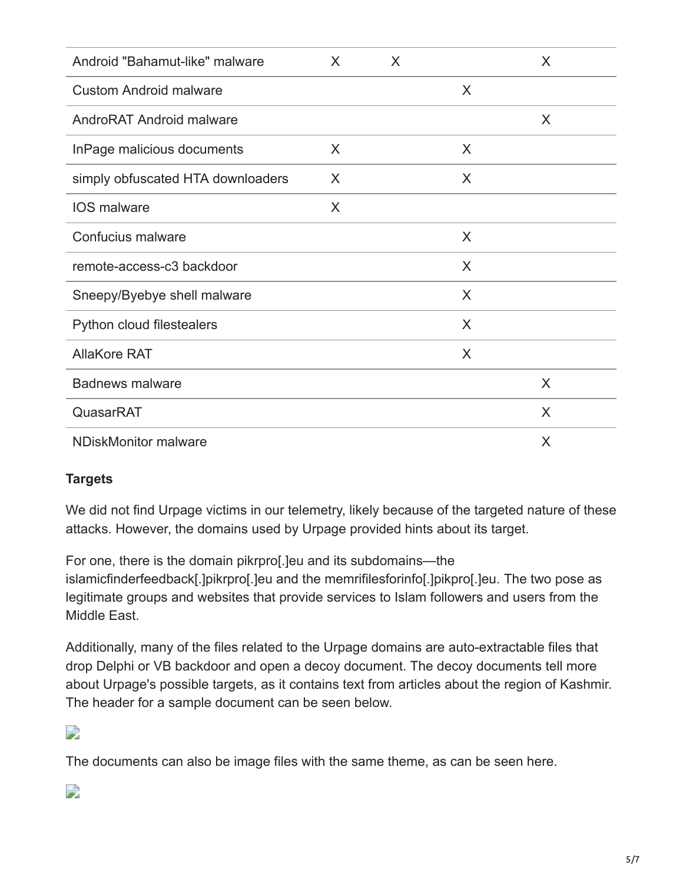| | | | | |
|---|---|---|---|---|
| Android "Bahamut-like" malware | X | X | | X |
| Custom Android malware | | | X | |
| AndroRAT Android malware | | | | X |
| InPage malicious documents | X | | X | |
| simply obfuscated HTA downloaders | X | | X | |
| IOS malware | X | | | |
| Confucius malware | | | X | |
| remote-access-c3 backdoor | | | X | |
| Sneepy/Byebye shell malware | | | X | |
| Python cloud filestealers | | | X | |
| AllaKore RAT | | | X | |
| Badnews malware | | | | X |
| QuasarRAT | | | | X |
| NDiskMonitor malware | | | | X |

**Targets**

We did not find Urpage victims in our telemetry, likely because of the targeted nature of these attacks. However, the domains used by Urpage provided hints about its target.

For one, there is the domain pikrpro[.]eu and its subdomains—the islamicfinderfeedback[.]pikrpro[.]eu and the memrifilesforinfo[.]pikpro[.]eu. The two pose as legitimate groups and websites that provide services to Islam followers and users from the Middle East.

Additionally, many of the files related to the Urpage domains are auto-extractable files that drop Delphi or VB backdoor and open a decoy document. The decoy documents tell more about Urpage's possible targets, as it contains text from articles about the region of Kashmir. The header for a sample document can be seen below.

The documents can also be image files with the same theme, as can be seen here.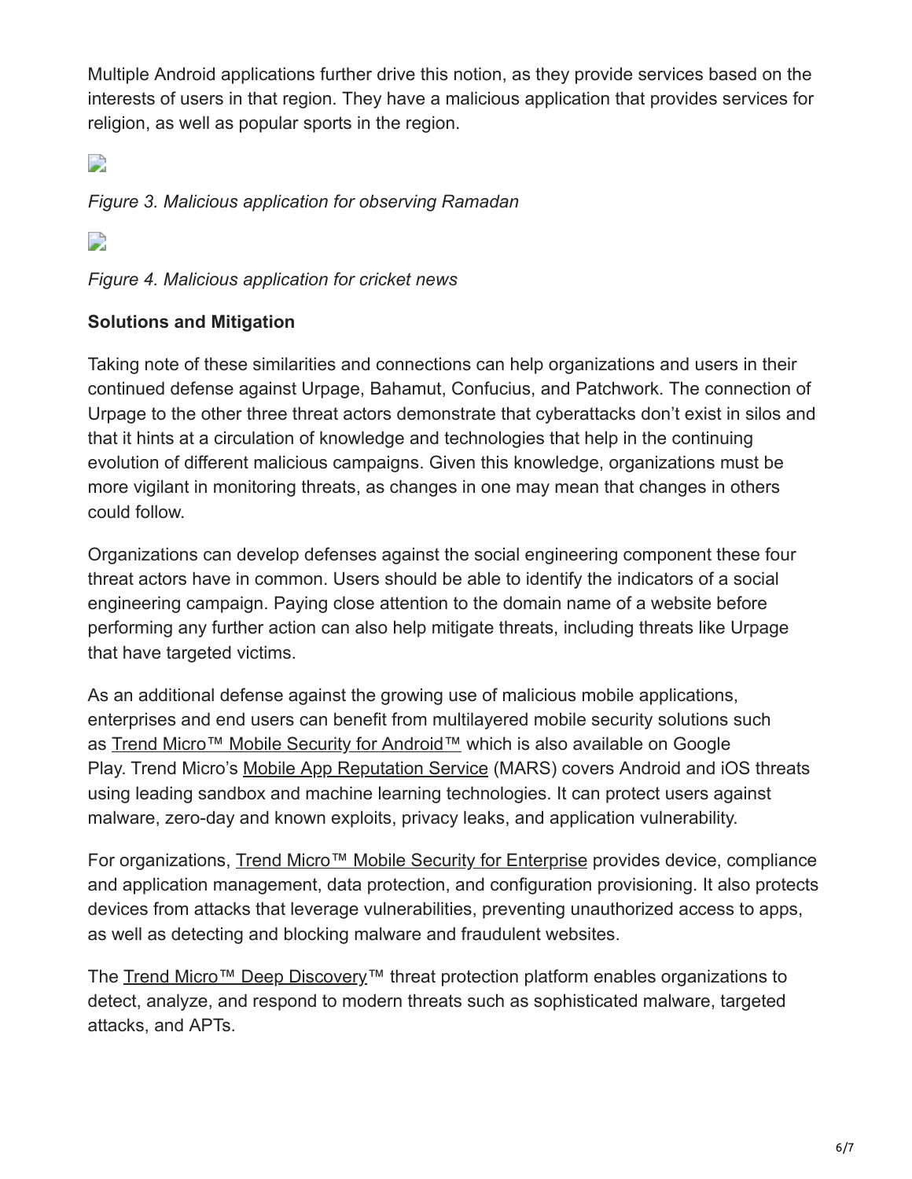Multiple Android applications further drive this notion, as they provide services based on the interests of users in that region. They have a malicious application that provides services for religion, as well as popular sports in the region.

*Figure 3. Malicious application for observing Ramadan*

*Figure 4. Malicious application for cricket news*

**Solutions and Mitigation**

Taking note of these similarities and connections can help organizations and users in their continued defense against Urpage, Bahamut, Confucius, and Patchwork. The connection of Urpage to the other three threat actors demonstrate that cyberattacks don't exist in silos and that it hints at a circulation of knowledge and technologies that help in the continuing evolution of different malicious campaigns. Given this knowledge, organizations must be more vigilant in monitoring threats, as changes in one may mean that changes in others could follow.

Organizations can develop defenses against the social engineering component these four threat actors have in common. Users should be able to identify the indicators of a social engineering campaign. Paying close attention to the domain name of a website before performing any further action can also help mitigate threats, including threats like Urpage that have targeted victims.

As an additional defense against the growing use of malicious mobile applications, enterprises and end users can benefit from multilayered mobile security solutions such as Trend Micro™ Mobile Security for Android™ which is also available on Google Play. Trend Micro's Mobile App Reputation Service (MARS) covers Android and iOS threats using leading sandbox and machine learning technologies. It can protect users against malware, zero-day and known exploits, privacy leaks, and application vulnerability.

For organizations, Trend Micro™ Mobile Security for Enterprise provides device, compliance and application management, data protection, and configuration provisioning. It also protects devices from attacks that leverage vulnerabilities, preventing unauthorized access to apps, as well as detecting and blocking malware and fraudulent websites.

The Trend Micro™ Deep Discovery™ threat protection platform enables organizations to detect, analyze, and respond to modern threats such as sophisticated malware, targeted attacks, and APTs.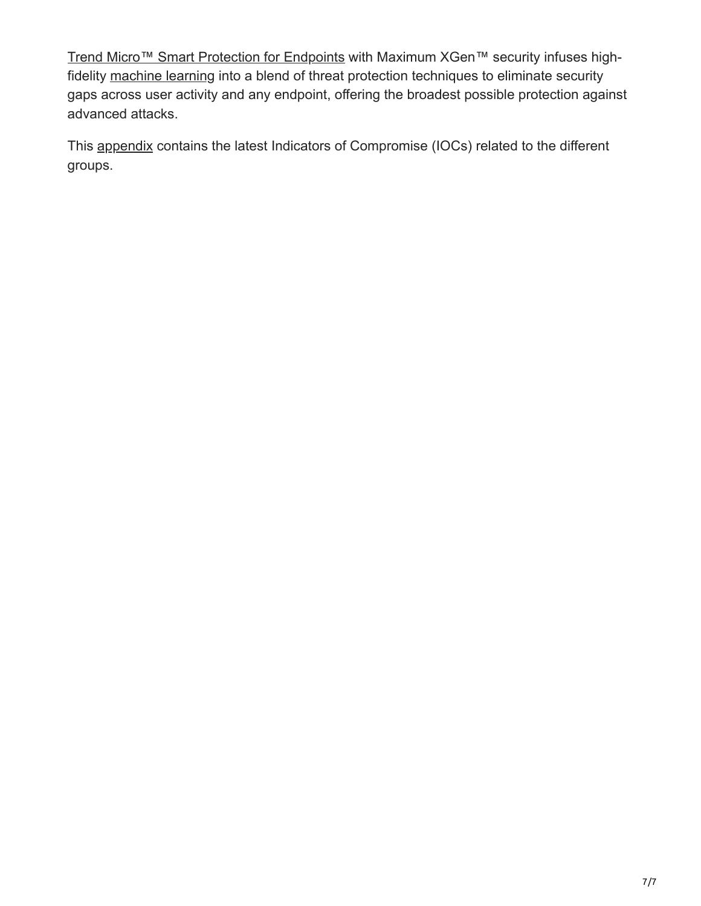Trend Micro™ Smart Protection for Endpoints with Maximum XGen™ security infuses high-fidelity machine learning into a blend of threat protection techniques to eliminate security gaps across user activity and any endpoint, offering the broadest possible protection against advanced attacks.

This appendix contains the latest Indicators of Compromise (IOCs) related to the different groups.